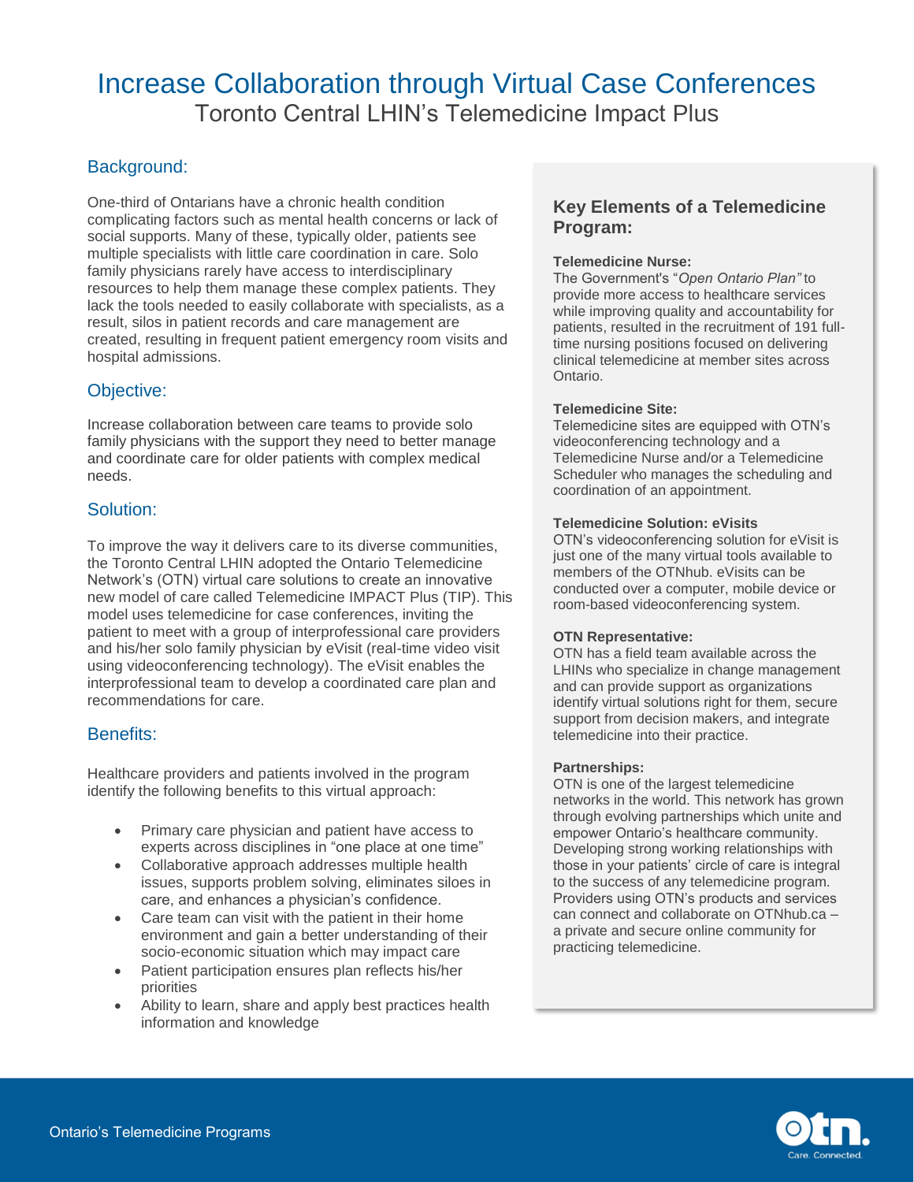# Increase Collaboration through Virtual Case Conferences

## Toronto Central LHIN's Telemedicine Impact Plus

### Background:

One-third of Ontarians have a chronic health condition complicating factors such as mental health concerns or lack of social supports. Many of these, typically older, patients see multiple specialists with little care coordination in care. Solo family physicians rarely have access to interdisciplinary resources to help them manage these complex patients. They lack the tools needed to easily collaborate with specialists, as a result, silos in patient records and care management are created, resulting in frequent patient emergency room visits and hospital admissions.

### Objective:

Increase collaboration between care teams to provide solo family physicians with the support they need to better manage and coordinate care for older patients with complex medical needs.

### Solution:

To improve the way it delivers care to its diverse communities, the Toronto Central LHIN adopted the Ontario Telemedicine Network's (OTN) virtual care solutions to create an innovative new model of care called Telemedicine IMPACT Plus (TIP). This model uses telemedicine for case conferences, inviting the patient to meet with a group of interprofessional care providers and his/her solo family physician by eVisit (real-time video visit using videoconferencing technology). The eVisit enables the interprofessional team to develop a coordinated care plan and recommendations for care.

### Benefits:

Healthcare providers and patients involved in the program identify the following benefits to this virtual approach:

- Primary care physician and patient have access to experts across disciplines in "one place at one time"
- Collaborative approach addresses multiple health issues, supports problem solving, eliminates siloes in care, and enhances a physician's confidence.
- Care team can visit with the patient in their home environment and gain a better understanding of their socio-economic situation which may impact care
- Patient participation ensures plan reflects his/her priorities
- Ability to learn, share and apply best practices health information and knowledge

### Key Elements of a Telemedicine Program:

**Telemedicine Nurse:**
The Government's "*Open Ontario Plan"* to provide more access to healthcare services while improving quality and accountability for patients, resulted in the recruitment of 191 full-time nursing positions focused on delivering clinical telemedicine at member sites across Ontario.

**Telemedicine Site:**
Telemedicine sites are equipped with OTN's videoconferencing technology and a Telemedicine Nurse and/or a Telemedicine Scheduler who manages the scheduling and coordination of an appointment.

**Telemedicine Solution: eVisits**
OTN's videoconferencing solution for eVisit is just one of the many virtual tools available to members of the OTNhub. eVisits can be conducted over a computer, mobile device or room-based videoconferencing system.

**OTN Representative:**
OTN has a field team available across the LHINs who specialize in change management and can provide support as organizations identify virtual solutions right for them, secure support from decision makers, and integrate telemedicine into their practice.

**Partnerships:**
OTN is one of the largest telemedicine networks in the world. This network has grown through evolving partnerships which unite and empower Ontario's healthcare community. Developing strong working relationships with those in your patients' circle of care is integral to the success of any telemedicine program. Providers using OTN's products and services can connect and collaborate on OTNhub.ca – a private and secure online community for practicing telemedicine.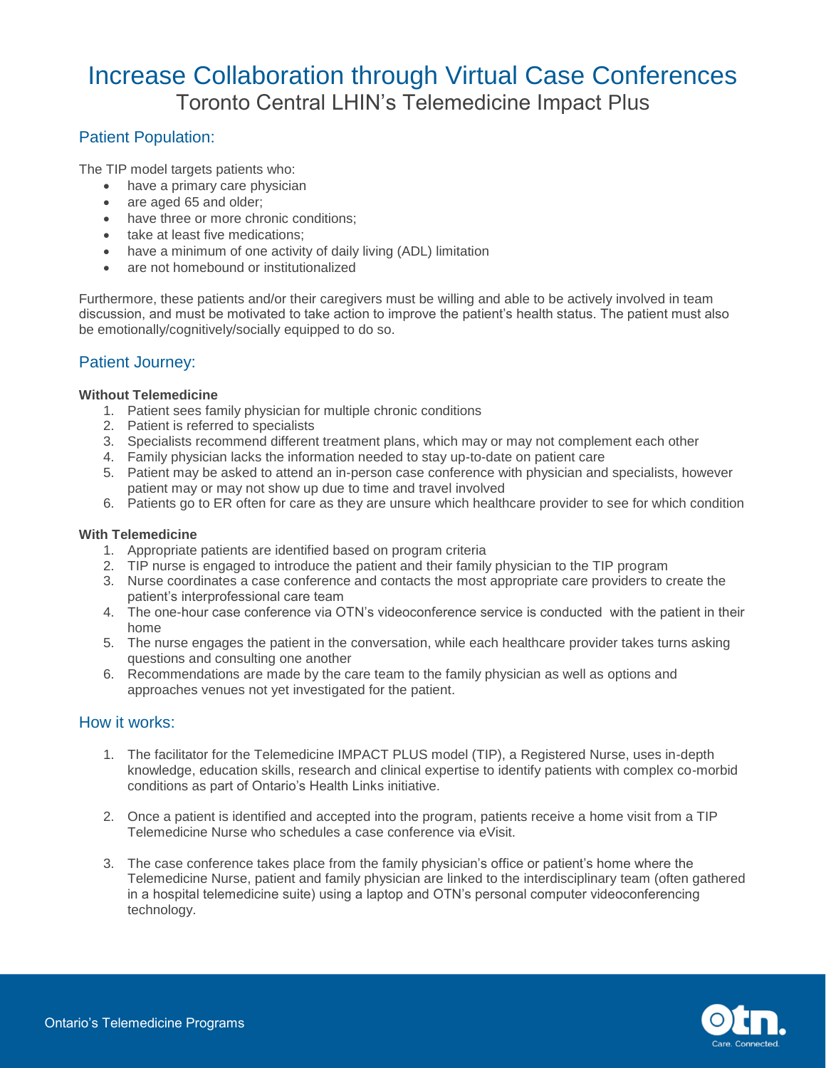# Increase Collaboration through Virtual Case Conferences

## Toronto Central LHIN's Telemedicine Impact Plus

### Patient Population:

The TIP model targets patients who:

- have a primary care physician
- are aged 65 and older;
- have three or more chronic conditions;
- take at least five medications;
- have a minimum of one activity of daily living (ADL) limitation
- are not homebound or institutionalized

Furthermore, these patients and/or their caregivers must be willing and able to be actively involved in team discussion, and must be motivated to take action to improve the patient's health status. The patient must also be emotionally/cognitively/socially equipped to do so.

### Patient Journey:

**Without Telemedicine**

1. Patient sees family physician for multiple chronic conditions
2. Patient is referred to specialists
3. Specialists recommend different treatment plans, which may or may not complement each other
4. Family physician lacks the information needed to stay up-to-date on patient care
5. Patient may be asked to attend an in-person case conference with physician and specialists, however patient may or may not show up due to time and travel involved
6. Patients go to ER often for care as they are unsure which healthcare provider to see for which condition

**With Telemedicine**

1. Appropriate patients are identified based on program criteria
2. TIP nurse is engaged to introduce the patient and their family physician to the TIP program
3. Nurse coordinates a case conference and contacts the most appropriate care providers to create the patient's interprofessional care team
4. The one-hour case conference via OTN's videoconference service is conducted with the patient in their home
5. The nurse engages the patient in the conversation, while each healthcare provider takes turns asking questions and consulting one another
6. Recommendations are made by the care team to the family physician as well as options and approaches venues not yet investigated for the patient.

### How it works:

1. The facilitator for the Telemedicine IMPACT PLUS model (TIP), a Registered Nurse, uses in-depth knowledge, education skills, research and clinical expertise to identify patients with complex co-morbid conditions as part of Ontario's Health Links initiative.

2. Once a patient is identified and accepted into the program, patients receive a home visit from a TIP Telemedicine Nurse who schedules a case conference via eVisit.

3. The case conference takes place from the family physician's office or patient's home where the Telemedicine Nurse, patient and family physician are linked to the interdisciplinary team (often gathered in a hospital telemedicine suite) using a laptop and OTN's personal computer videoconferencing technology.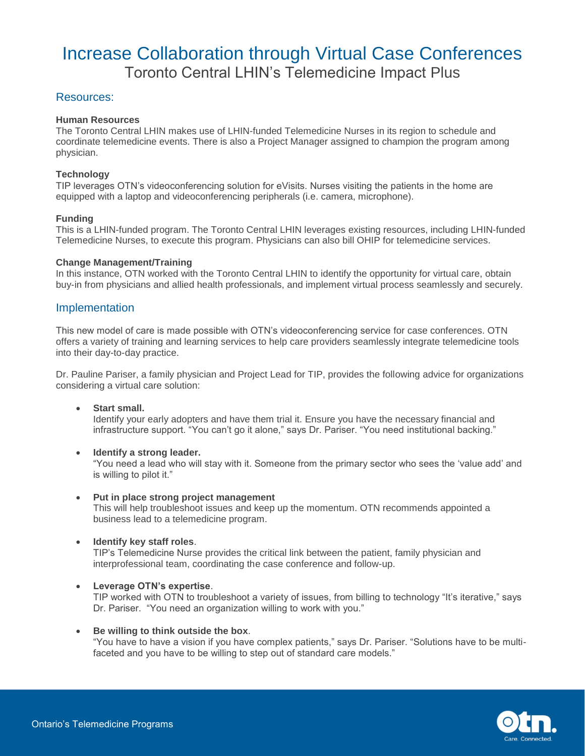# Increase Collaboration through Virtual Case Conferences

## Toronto Central LHIN's Telemedicine Impact Plus

## Resources:

**Human Resources**

The Toronto Central LHIN makes use of LHIN-funded Telemedicine Nurses in its region to schedule and coordinate telemedicine events. There is also a Project Manager assigned to champion the program among physician.

**Technology**

TIP leverages OTN's videoconferencing solution for eVisits. Nurses visiting the patients in the home are equipped with a laptop and videoconferencing peripherals (i.e. camera, microphone).

**Funding**

This is a LHIN-funded program. The Toronto Central LHIN leverages existing resources, including LHIN-funded Telemedicine Nurses, to execute this program. Physicians can also bill OHIP for telemedicine services.

**Change Management/Training**

In this instance, OTN worked with the Toronto Central LHIN to identify the opportunity for virtual care, obtain buy-in from physicians and allied health professionals, and implement virtual process seamlessly and securely.

## Implementation

This new model of care is made possible with OTN's videoconferencing service for case conferences. OTN offers a variety of training and learning services to help care providers seamlessly integrate telemedicine tools into their day-to-day practice.

Dr. Pauline Pariser, a family physician and Project Lead for TIP, provides the following advice for organizations considering a virtual care solution:

- **Start small.**
  Identify your early adopters and have them trial it. Ensure you have the necessary financial and infrastructure support. "You can't go it alone," says Dr. Pariser. "You need institutional backing."

- **Identify a strong leader.**
  "You need a lead who will stay with it. Someone from the primary sector who sees the 'value add' and is willing to pilot it."

- **Put in place strong project management**
  This will help troubleshoot issues and keep up the momentum. OTN recommends appointed a business lead to a telemedicine program.

- **Identify key staff roles**.
  TIP's Telemedicine Nurse provides the critical link between the patient, family physician and interprofessional team, coordinating the case conference and follow-up.

- **Leverage OTN's expertise**.
  TIP worked with OTN to troubleshoot a variety of issues, from billing to technology "It's iterative," says Dr. Pariser. "You need an organization willing to work with you."

- **Be willing to think outside the box**.
  "You have to have a vision if you have complex patients," says Dr. Pariser. "Solutions have to be multi-faceted and you have to be willing to step out of standard care models."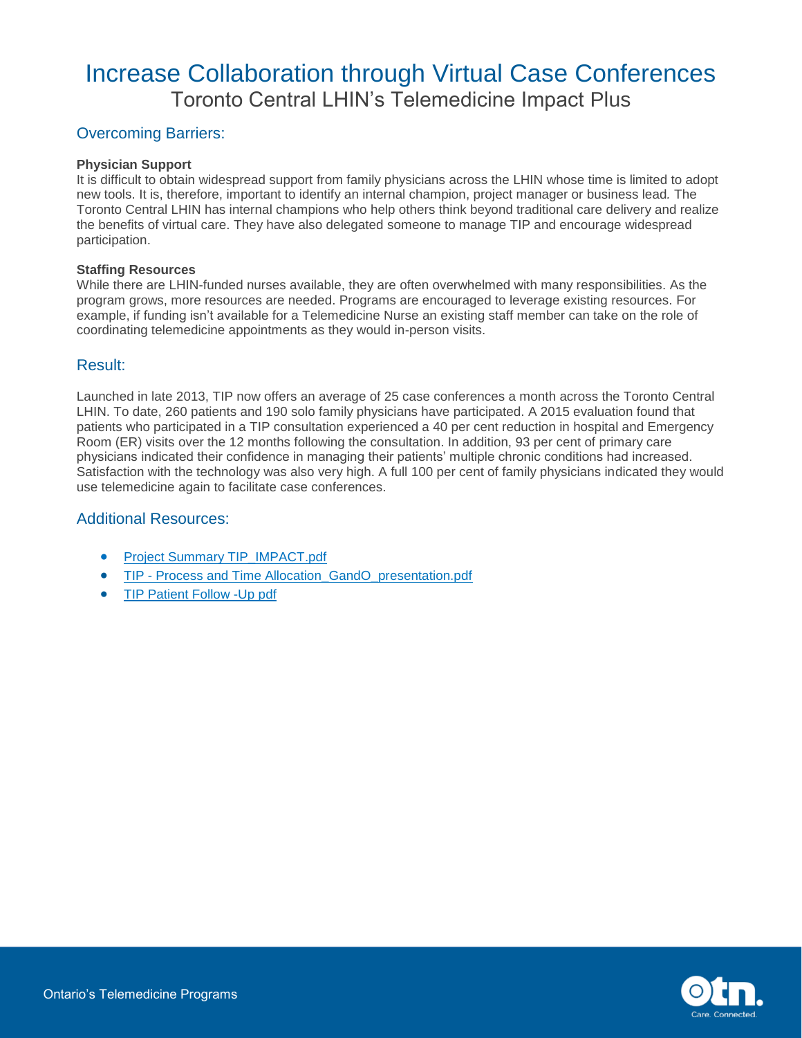# Increase Collaboration through Virtual Case Conferences

## Toronto Central LHIN's Telemedicine Impact Plus

### Overcoming Barriers:

**Physician Support**

It is difficult to obtain widespread support from family physicians across the LHIN whose time is limited to adopt new tools. It is, therefore, important to identify an internal champion, project manager or business lead. The Toronto Central LHIN has internal champions who help others think beyond traditional care delivery and realize the benefits of virtual care. They have also delegated someone to manage TIP and encourage widespread participation.

**Staffing Resources**

While there are LHIN-funded nurses available, they are often overwhelmed with many responsibilities. As the program grows, more resources are needed. Programs are encouraged to leverage existing resources. For example, if funding isn't available for a Telemedicine Nurse an existing staff member can take on the role of coordinating telemedicine appointments as they would in-person visits.

### Result:

Launched in late 2013, TIP now offers an average of 25 case conferences a month across the Toronto Central LHIN. To date, 260 patients and 190 solo family physicians have participated. A 2015 evaluation found that patients who participated in a TIP consultation experienced a 40 per cent reduction in hospital and Emergency Room (ER) visits over the 12 months following the consultation. In addition, 93 per cent of primary care physicians indicated their confidence in managing their patients' multiple chronic conditions had increased. Satisfaction with the technology was also very high. A full 100 per cent of family physicians indicated they would use telemedicine again to facilitate case conferences.

### Additional Resources:

- Project Summary TIP_IMPACT.pdf
- TIP - Process and Time Allocation_GandO_presentation.pdf
- TIP Patient Follow -Up pdf